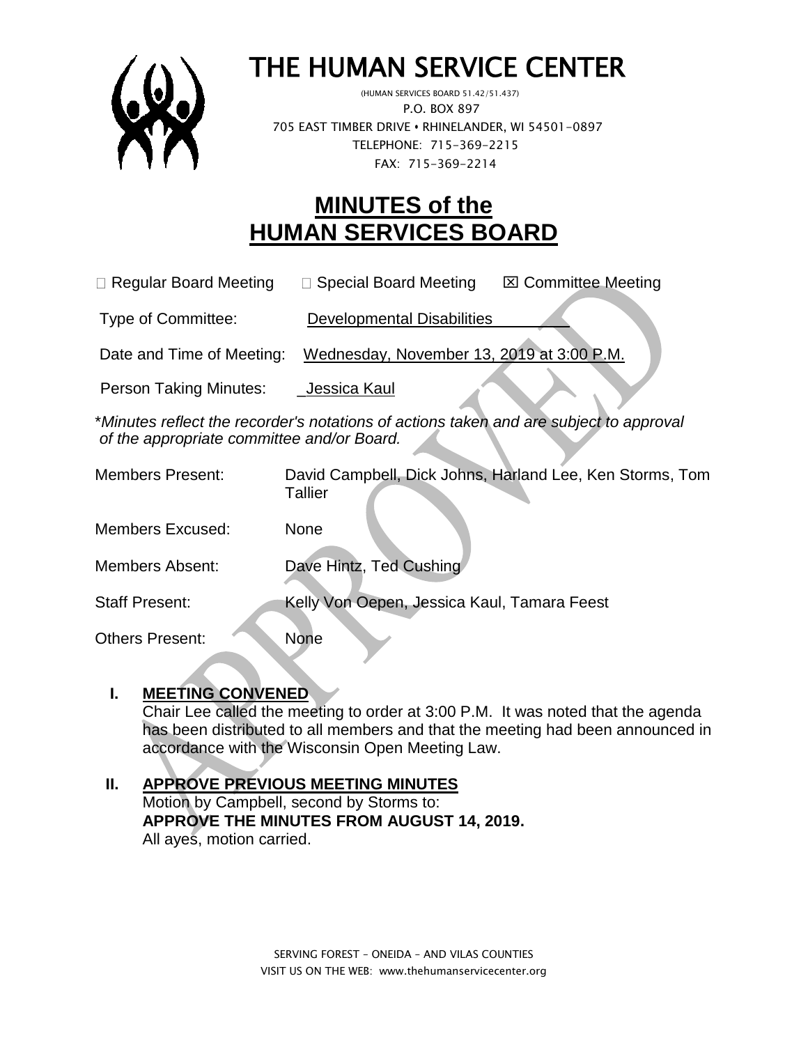# THE HUMAN SERVICE CENTER

(HUMAN SERVICES BOARD 51.42/51.437)
P.O. BOX 897
705 EAST TIMBER DRIVE • RHINELANDER, WI 54501-0897
TELEPHONE: 715-369-2215
FAX: 715-369-2214

## MINUTES of the HUMAN SERVICES BOARD

☐ Regular Board Meeting ☐ Special Board Meeting ☒ Committee Meeting

Type of Committee: Developmental Disabilities

Date and Time of Meeting: Wednesday, November 13, 2019 at 3:00 P.M.

Person Taking Minutes: Jessica Kaul

\**Minutes reflect the recorder's notations of actions taken and are subject to approval of the appropriate committee and/or Board.*

Members Present: David Campbell, Dick Johns, Harland Lee, Ken Storms, Tom Tallier

Members Excused: None

Members Absent: Dave Hintz, Ted Cushing

Staff Present: Kelly Von Oepen, Jessica Kaul, Tamara Feest

Others Present: None

**I. MEETING CONVENED**

Chair Lee called the meeting to order at 3:00 P.M. It was noted that the agenda has been distributed to all members and that the meeting had been announced in accordance with the Wisconsin Open Meeting Law.

**II. APPROVE PREVIOUS MEETING MINUTES**

Motion by Campbell, second by Storms to:
**APPROVE THE MINUTES FROM AUGUST 14, 2019.**
All ayes, motion carried.

SERVING FOREST – ONEIDA – AND VILAS COUNTIES
VISIT US ON THE WEB: www.thehumanservicecenter.org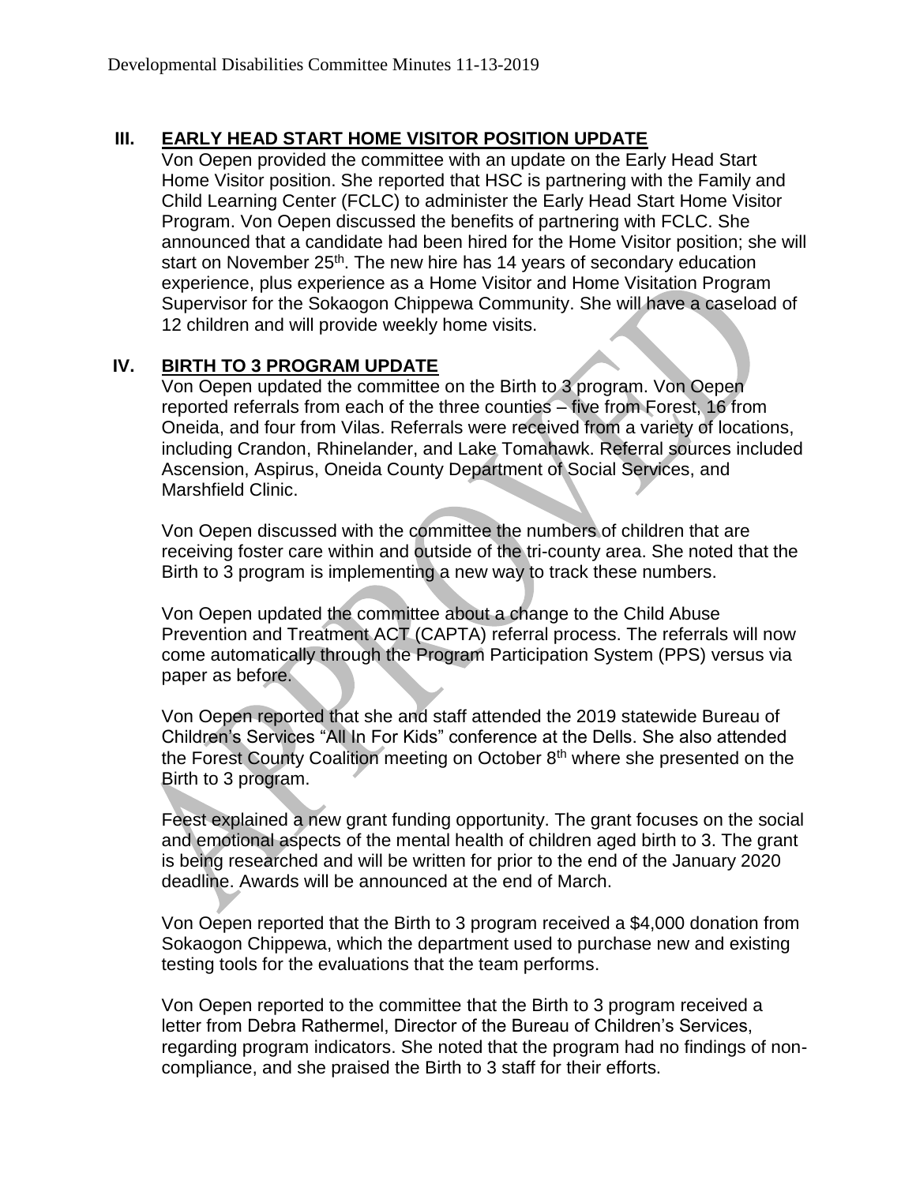## III. EARLY HEAD START HOME VISITOR POSITION UPDATE

Von Oepen provided the committee with an update on the Early Head Start Home Visitor position. She reported that HSC is partnering with the Family and Child Learning Center (FCLC) to administer the Early Head Start Home Visitor Program. Von Oepen discussed the benefits of partnering with FCLC. She announced that a candidate had been hired for the Home Visitor position; she will start on November 25th. The new hire has 14 years of secondary education experience, plus experience as a Home Visitor and Home Visitation Program Supervisor for the Sokaogon Chippewa Community. She will have a caseload of 12 children and will provide weekly home visits.

## IV. BIRTH TO 3 PROGRAM UPDATE

Von Oepen updated the committee on the Birth to 3 program. Von Oepen reported referrals from each of the three counties – five from Forest, 16 from Oneida, and four from Vilas. Referrals were received from a variety of locations, including Crandon, Rhinelander, and Lake Tomahawk. Referral sources included Ascension, Aspirus, Oneida County Department of Social Services, and Marshfield Clinic.

Von Oepen discussed with the committee the numbers of children that are receiving foster care within and outside of the tri-county area. She noted that the Birth to 3 program is implementing a new way to track these numbers.

Von Oepen updated the committee about a change to the Child Abuse Prevention and Treatment ACT (CAPTA) referral process. The referrals will now come automatically through the Program Participation System (PPS) versus via paper as before.

Von Oepen reported that she and staff attended the 2019 statewide Bureau of Children's Services "All In For Kids" conference at the Dells. She also attended the Forest County Coalition meeting on October 8th where she presented on the Birth to 3 program.

Feest explained a new grant funding opportunity. The grant focuses on the social and emotional aspects of the mental health of children aged birth to 3. The grant is being researched and will be written for prior to the end of the January 2020 deadline. Awards will be announced at the end of March.

Von Oepen reported that the Birth to 3 program received a $4,000 donation from Sokaogon Chippewa, which the department used to purchase new and existing testing tools for the evaluations that the team performs.

Von Oepen reported to the committee that the Birth to 3 program received a letter from Debra Rathermel, Director of the Bureau of Children's Services, regarding program indicators. She noted that the program had no findings of non-compliance, and she praised the Birth to 3 staff for their efforts.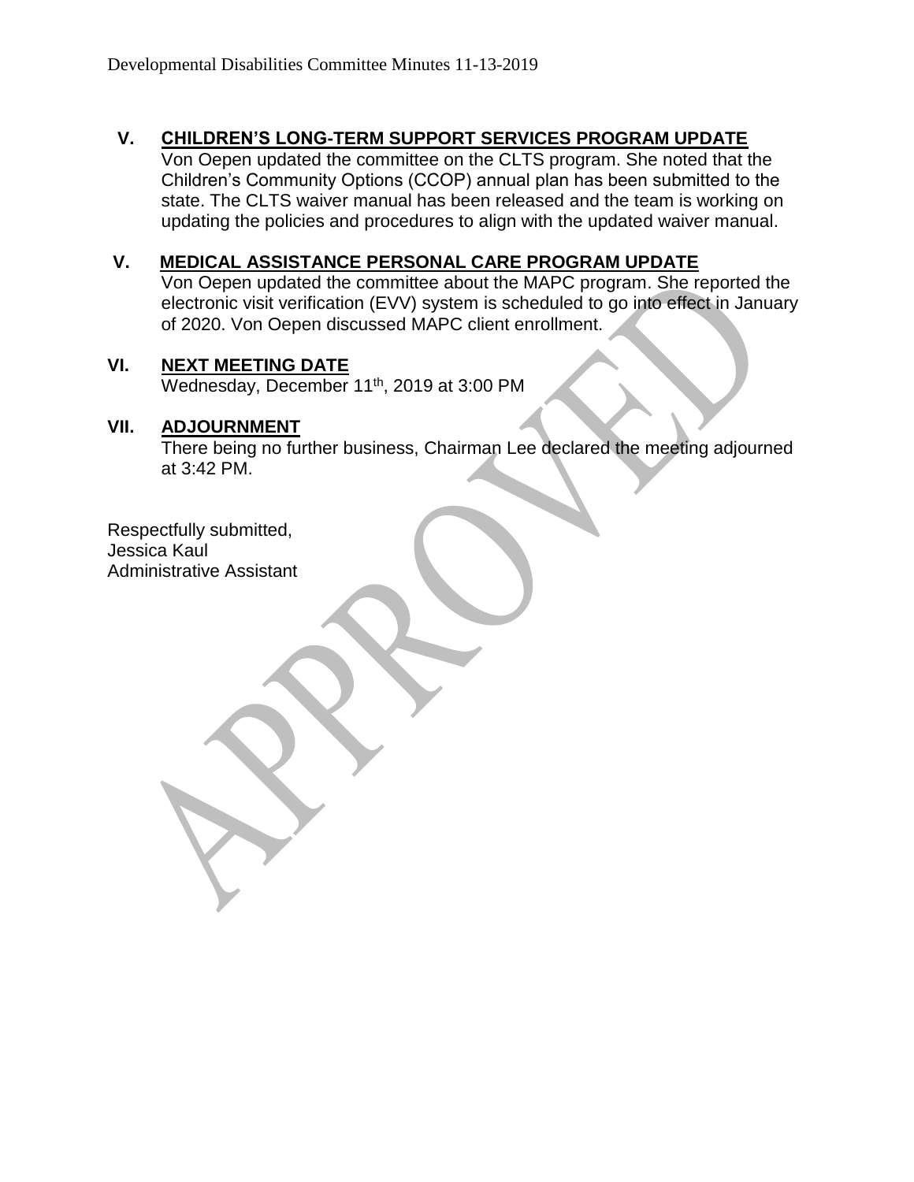## V. CHILDREN'S LONG-TERM SUPPORT SERVICES PROGRAM UPDATE

Von Oepen updated the committee on the CLTS program. She noted that the Children's Community Options (CCOP) annual plan has been submitted to the state. The CLTS waiver manual has been released and the team is working on updating the policies and procedures to align with the updated waiver manual.

## V. MEDICAL ASSISTANCE PERSONAL CARE PROGRAM UPDATE

Von Oepen updated the committee about the MAPC program. She reported the electronic visit verification (EVV) system is scheduled to go into effect in January of 2020. Von Oepen discussed MAPC client enrollment.

## VI. NEXT MEETING DATE

Wednesday, December 11th, 2019 at 3:00 PM

## VII. ADJOURNMENT

There being no further business, Chairman Lee declared the meeting adjourned at 3:42 PM.

Respectfully submitted,
Jessica Kaul
Administrative Assistant

APPROVED